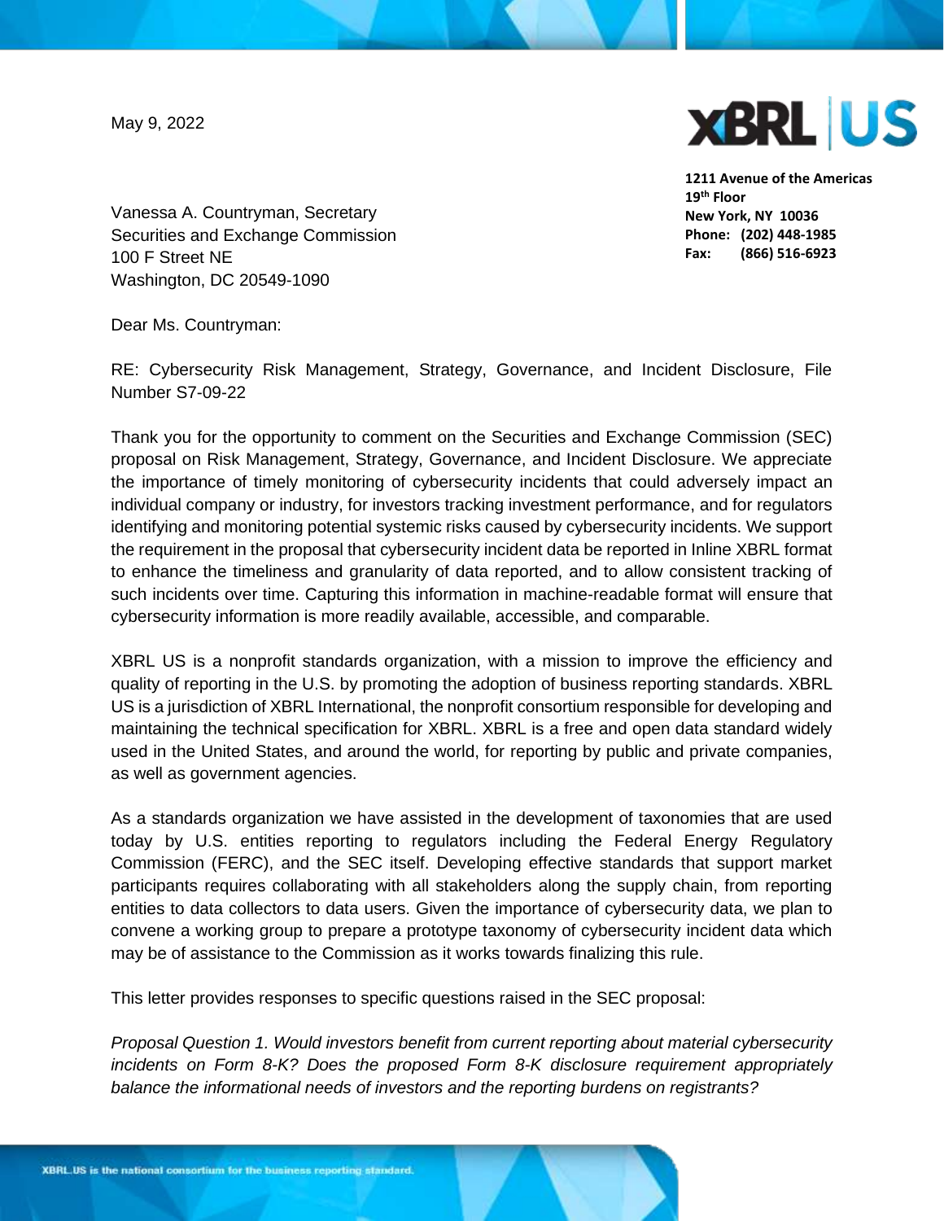May 9, 2022

XBRL US

**1211 Avenue of the Americas**
**19th Floor**
**New York, NY 10036**
**Phone: (202) 448-1985**
**Fax: (866) 516-6923**

Vanessa A. Countryman, Secretary
Securities and Exchange Commission
100 F Street NE
Washington, DC 20549-1090

Dear Ms. Countryman:

RE: Cybersecurity Risk Management, Strategy, Governance, and Incident Disclosure, File Number S7-09-22

Thank you for the opportunity to comment on the Securities and Exchange Commission (SEC) proposal on Risk Management, Strategy, Governance, and Incident Disclosure. We appreciate the importance of timely monitoring of cybersecurity incidents that could adversely impact an individual company or industry, for investors tracking investment performance, and for regulators identifying and monitoring potential systemic risks caused by cybersecurity incidents. We support the requirement in the proposal that cybersecurity incident data be reported in Inline XBRL format to enhance the timeliness and granularity of data reported, and to allow consistent tracking of such incidents over time. Capturing this information in machine-readable format will ensure that cybersecurity information is more readily available, accessible, and comparable.

XBRL US is a nonprofit standards organization, with a mission to improve the efficiency and quality of reporting in the U.S. by promoting the adoption of business reporting standards. XBRL US is a jurisdiction of XBRL International, the nonprofit consortium responsible for developing and maintaining the technical specification for XBRL. XBRL is a free and open data standard widely used in the United States, and around the world, for reporting by public and private companies, as well as government agencies.

As a standards organization we have assisted in the development of taxonomies that are used today by U.S. entities reporting to regulators including the Federal Energy Regulatory Commission (FERC), and the SEC itself. Developing effective standards that support market participants requires collaborating with all stakeholders along the supply chain, from reporting entities to data collectors to data users. Given the importance of cybersecurity data, we plan to convene a working group to prepare a prototype taxonomy of cybersecurity incident data which may be of assistance to the Commission as it works towards finalizing this rule.

This letter provides responses to specific questions raised in the SEC proposal:

*Proposal Question 1. Would investors benefit from current reporting about material cybersecurity incidents on Form 8-K? Does the proposed Form 8-K disclosure requirement appropriately balance the informational needs of investors and the reporting burdens on registrants?*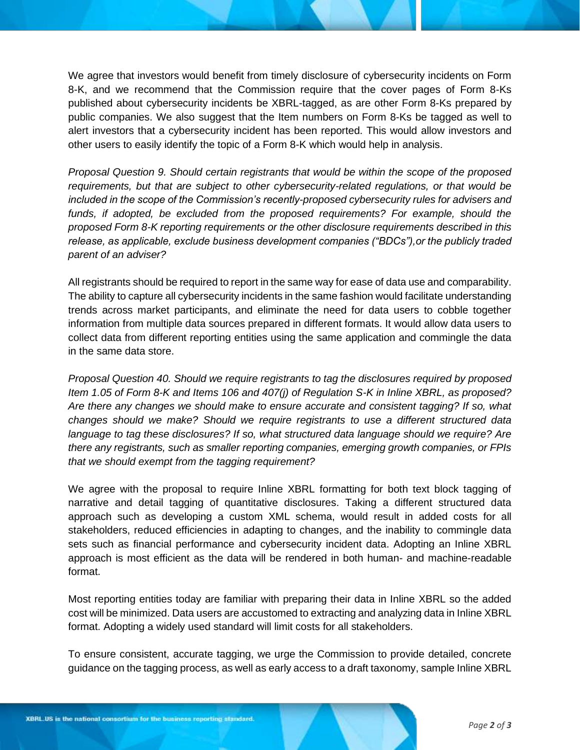We agree that investors would benefit from timely disclosure of cybersecurity incidents on Form 8-K, and we recommend that the Commission require that the cover pages of Form 8-Ks published about cybersecurity incidents be XBRL-tagged, as are other Form 8-Ks prepared by public companies. We also suggest that the Item numbers on Form 8-Ks be tagged as well to alert investors that a cybersecurity incident has been reported. This would allow investors and other users to easily identify the topic of a Form 8-K which would help in analysis.

*Proposal Question 9. Should certain registrants that would be within the scope of the proposed requirements, but that are subject to other cybersecurity-related regulations, or that would be included in the scope of the Commission's recently-proposed cybersecurity rules for advisers and funds, if adopted, be excluded from the proposed requirements? For example, should the proposed Form 8-K reporting requirements or the other disclosure requirements described in this release, as applicable, exclude business development companies ("BDCs"),or the publicly traded parent of an adviser?*

All registrants should be required to report in the same way for ease of data use and comparability. The ability to capture all cybersecurity incidents in the same fashion would facilitate understanding trends across market participants, and eliminate the need for data users to cobble together information from multiple data sources prepared in different formats. It would allow data users to collect data from different reporting entities using the same application and commingle the data in the same data store.

*Proposal Question 40. Should we require registrants to tag the disclosures required by proposed Item 1.05 of Form 8-K and Items 106 and 407(j) of Regulation S-K in Inline XBRL, as proposed? Are there any changes we should make to ensure accurate and consistent tagging? If so, what changes should we make? Should we require registrants to use a different structured data language to tag these disclosures? If so, what structured data language should we require? Are there any registrants, such as smaller reporting companies, emerging growth companies, or FPIs that we should exempt from the tagging requirement?*

We agree with the proposal to require Inline XBRL formatting for both text block tagging of narrative and detail tagging of quantitative disclosures. Taking a different structured data approach such as developing a custom XML schema, would result in added costs for all stakeholders, reduced efficiencies in adapting to changes, and the inability to commingle data sets such as financial performance and cybersecurity incident data. Adopting an Inline XBRL approach is most efficient as the data will be rendered in both human- and machine-readable format.

Most reporting entities today are familiar with preparing their data in Inline XBRL so the added cost will be minimized. Data users are accustomed to extracting and analyzing data in Inline XBRL format. Adopting a widely used standard will limit costs for all stakeholders.

To ensure consistent, accurate tagging, we urge the Commission to provide detailed, concrete guidance on the tagging process, as well as early access to a draft taxonomy, sample Inline XBRL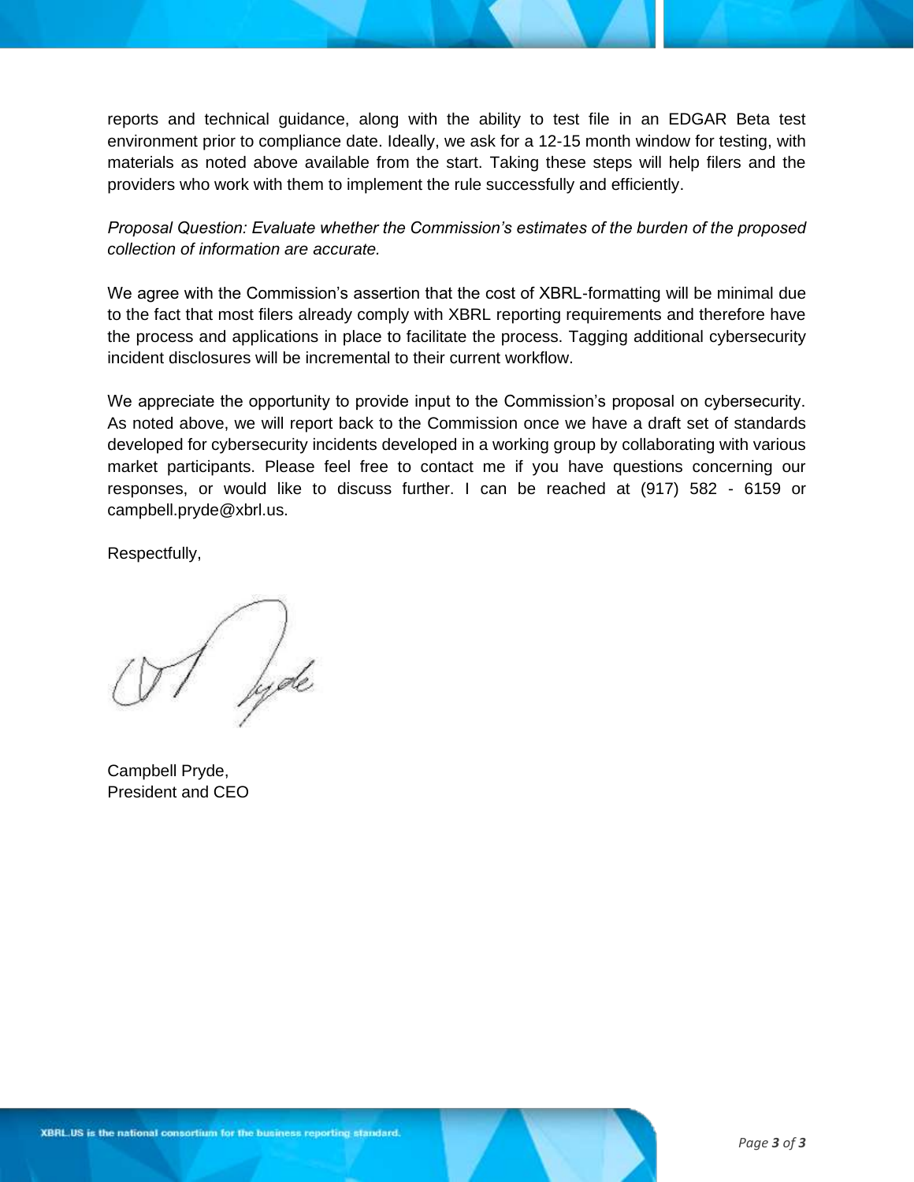reports and technical guidance, along with the ability to test file in an EDGAR Beta test environment prior to compliance date. Ideally, we ask for a 12-15 month window for testing, with materials as noted above available from the start. Taking these steps will help filers and the providers who work with them to implement the rule successfully and efficiently.

*Proposal Question: Evaluate whether the Commission's estimates of the burden of the proposed collection of information are accurate.*

We agree with the Commission's assertion that the cost of XBRL-formatting will be minimal due to the fact that most filers already comply with XBRL reporting requirements and therefore have the process and applications in place to facilitate the process. Tagging additional cybersecurity incident disclosures will be incremental to their current workflow.

We appreciate the opportunity to provide input to the Commission's proposal on cybersecurity. As noted above, we will report back to the Commission once we have a draft set of standards developed for cybersecurity incidents developed in a working group by collaborating with various market participants. Please feel free to contact me if you have questions concerning our responses, or would like to discuss further. I can be reached at (917) 582 - 6159 or campbell.pryde@xbrl.us.

Respectfully,

Campbell Pryde,
President and CEO

XBRL US is the national consortium for the business reporting standard.